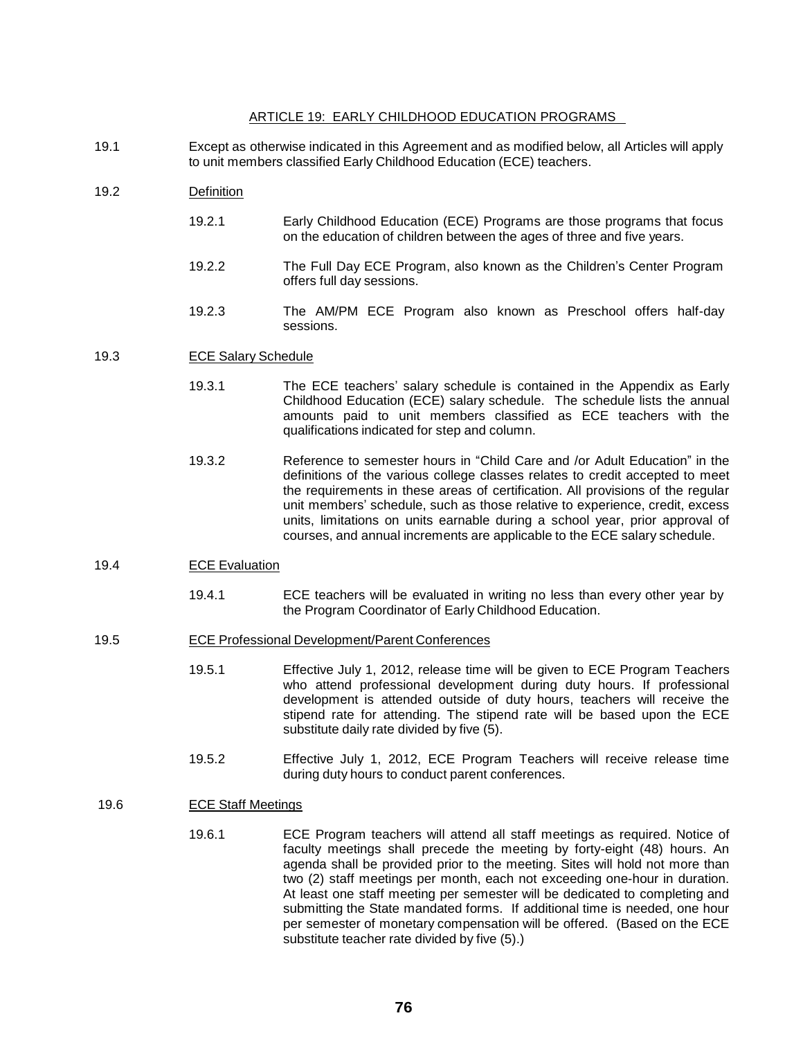## ARTICLE 19: EARLY CHILDHOOD EDUCATION PROGRAMS

19.1 Except as otherwise indicated in this Agreement and as modified below, all Articles will apply to unit members classified Early Childhood Education (ECE) teachers.

19.2 Definition

19.2.1 Early Childhood Education (ECE) Programs are those programs that focus on the education of children between the ages of three and five years.

19.2.2 The Full Day ECE Program, also known as the Children's Center Program offers full day sessions.

19.2.3 The AM/PM ECE Program also known as Preschool offers half-day sessions.

19.3 ECE Salary Schedule

19.3.1 The ECE teachers' salary schedule is contained in the Appendix as Early Childhood Education (ECE) salary schedule. The schedule lists the annual amounts paid to unit members classified as ECE teachers with the qualifications indicated for step and column.

19.3.2 Reference to semester hours in "Child Care and /or Adult Education" in the definitions of the various college classes relates to credit accepted to meet the requirements in these areas of certification. All provisions of the regular unit members' schedule, such as those relative to experience, credit, excess units, limitations on units earnable during a school year, prior approval of courses, and annual increments are applicable to the ECE salary schedule.

19.4 ECE Evaluation

19.4.1 ECE teachers will be evaluated in writing no less than every other year by the Program Coordinator of Early Childhood Education.

19.5 ECE Professional Development/Parent Conferences

19.5.1 Effective July 1, 2012, release time will be given to ECE Program Teachers who attend professional development during duty hours. If professional development is attended outside of duty hours, teachers will receive the stipend rate for attending. The stipend rate will be based upon the ECE substitute daily rate divided by five (5).

19.5.2 Effective July 1, 2012, ECE Program Teachers will receive release time during duty hours to conduct parent conferences.

19.6 ECE Staff Meetings

19.6.1 ECE Program teachers will attend all staff meetings as required. Notice of faculty meetings shall precede the meeting by forty-eight (48) hours. An agenda shall be provided prior to the meeting. Sites will hold not more than two (2) staff meetings per month, each not exceeding one-hour in duration. At least one staff meeting per semester will be dedicated to completing and submitting the State mandated forms. If additional time is needed, one hour per semester of monetary compensation will be offered. (Based on the ECE substitute teacher rate divided by five (5).)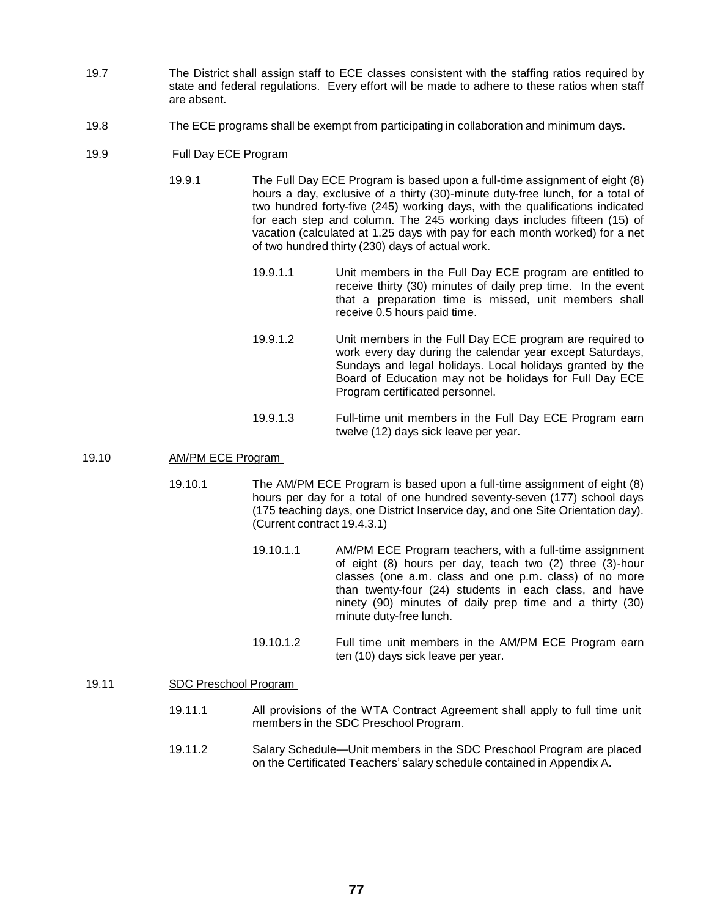19.7 The District shall assign staff to ECE classes consistent with the staffing ratios required by state and federal regulations. Every effort will be made to adhere to these ratios when staff are absent.

19.8 The ECE programs shall be exempt from participating in collaboration and minimum days.

19.9 Full Day ECE Program

19.9.1 The Full Day ECE Program is based upon a full-time assignment of eight (8) hours a day, exclusive of a thirty (30)-minute duty-free lunch, for a total of two hundred forty-five (245) working days, with the qualifications indicated for each step and column. The 245 working days includes fifteen (15) of vacation (calculated at 1.25 days with pay for each month worked) for a net of two hundred thirty (230) days of actual work.

19.9.1.1 Unit members in the Full Day ECE program are entitled to receive thirty (30) minutes of daily prep time. In the event that a preparation time is missed, unit members shall receive 0.5 hours paid time.

19.9.1.2 Unit members in the Full Day ECE program are required to work every day during the calendar year except Saturdays, Sundays and legal holidays. Local holidays granted by the Board of Education may not be holidays for Full Day ECE Program certificated personnel.

19.9.1.3 Full-time unit members in the Full Day ECE Program earn twelve (12) days sick leave per year.

19.10 AM/PM ECE Program

19.10.1 The AM/PM ECE Program is based upon a full-time assignment of eight (8) hours per day for a total of one hundred seventy-seven (177) school days (175 teaching days, one District Inservice day, and one Site Orientation day). (Current contract 19.4.3.1)

19.10.1.1 AM/PM ECE Program teachers, with a full-time assignment of eight (8) hours per day, teach two (2) three (3)-hour classes (one a.m. class and one p.m. class) of no more than twenty-four (24) students in each class, and have ninety (90) minutes of daily prep time and a thirty (30) minute duty-free lunch.

19.10.1.2 Full time unit members in the AM/PM ECE Program earn ten (10) days sick leave per year.

19.11 SDC Preschool Program

19.11.1 All provisions of the WTA Contract Agreement shall apply to full time unit members in the SDC Preschool Program.

19.11.2 Salary Schedule—Unit members in the SDC Preschool Program are placed on the Certificated Teachers' salary schedule contained in Appendix A.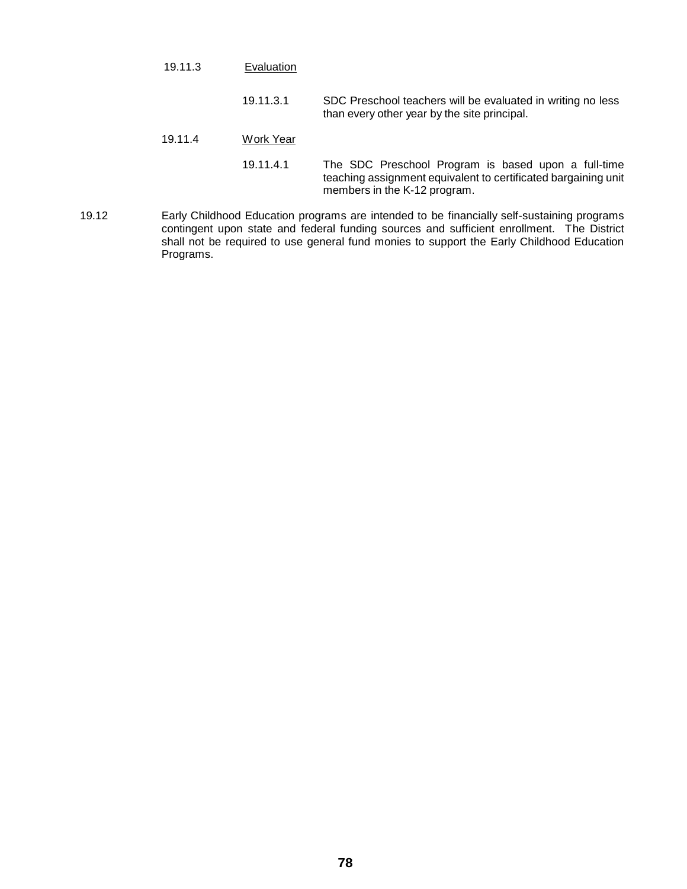19.11.3 Evaluation

19.11.3.1 SDC Preschool teachers will be evaluated in writing no less than every other year by the site principal.

19.11.4 Work Year

19.11.4.1 The SDC Preschool Program is based upon a full-time teaching assignment equivalent to certificated bargaining unit members in the K-12 program.

19.12 Early Childhood Education programs are intended to be financially self-sustaining programs contingent upon state and federal funding sources and sufficient enrollment. The District shall not be required to use general fund monies to support the Early Childhood Education Programs.